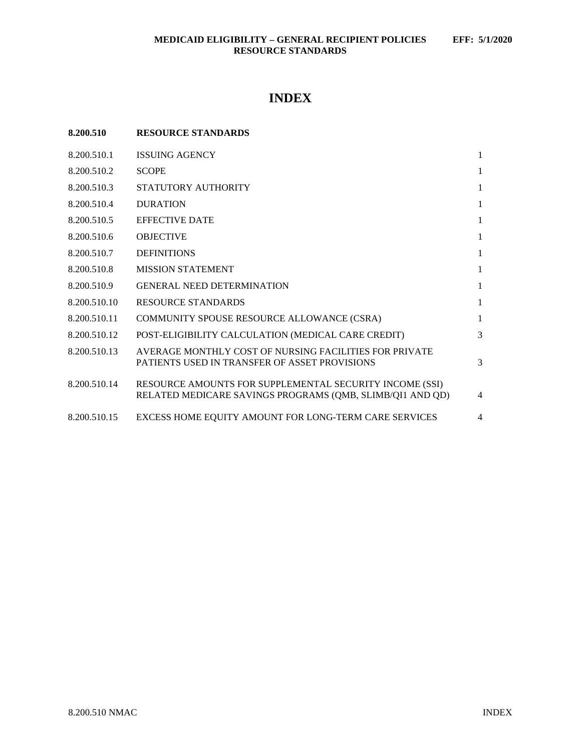# INDEX

| | | |
|---|---|---|
| **8.200.510** | **RESOURCE STANDARDS** | |
| 8.200.510.1 | ISSUING AGENCY | 1 |
| 8.200.510.2 | SCOPE | 1 |
| 8.200.510.3 | STATUTORY AUTHORITY | 1 |
| 8.200.510.4 | DURATION | 1 |
| 8.200.510.5 | EFFECTIVE DATE | 1 |
| 8.200.510.6 | OBJECTIVE | 1 |
| 8.200.510.7 | DEFINITIONS | 1 |
| 8.200.510.8 | MISSION STATEMENT | 1 |
| 8.200.510.9 | GENERAL NEED DETERMINATION | 1 |
| 8.200.510.10 | RESOURCE STANDARDS | 1 |
| 8.200.510.11 | COMMUNITY SPOUSE RESOURCE ALLOWANCE (CSRA) | 1 |
| 8.200.510.12 | POST-ELIGIBILITY CALCULATION (MEDICAL CARE CREDIT) | 3 |
| 8.200.510.13 | AVERAGE MONTHLY COST OF NURSING FACILITIES FOR PRIVATE PATIENTS USED IN TRANSFER OF ASSET PROVISIONS | 3 |
| 8.200.510.14 | RESOURCE AMOUNTS FOR SUPPLEMENTAL SECURITY INCOME (SSI) RELATED MEDICARE SAVINGS PROGRAMS (QMB, SLIMB/QI1 AND QD) | 4 |
| 8.200.510.15 | EXCESS HOME EQUITY AMOUNT FOR LONG-TERM CARE SERVICES | 4 |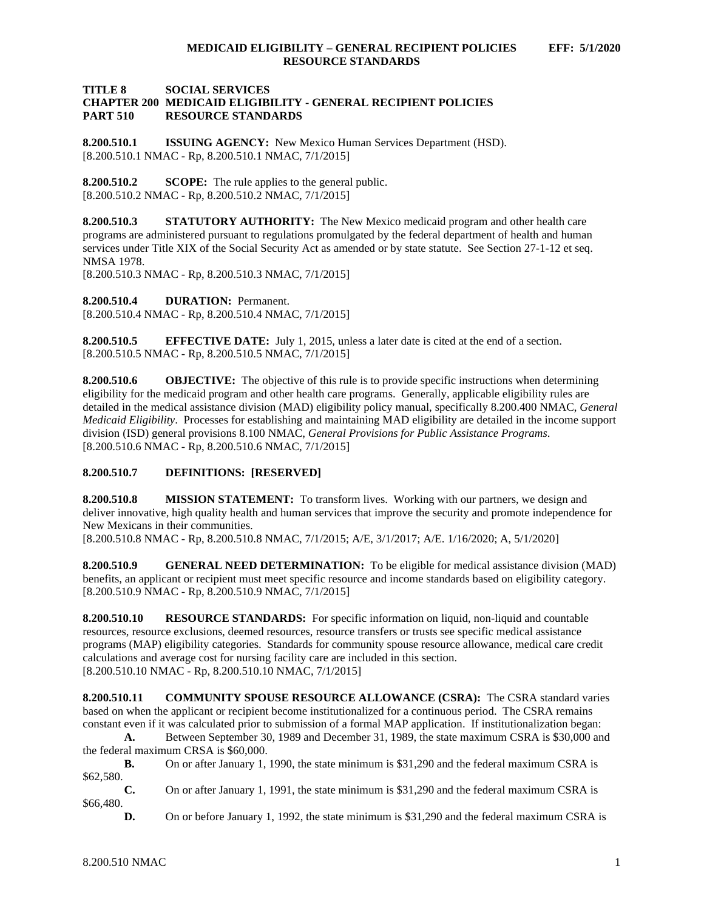**TITLE 8 SOCIAL SERVICES**
**CHAPTER 200 MEDICAID ELIGIBILITY - GENERAL RECIPIENT POLICIES**
**PART 510 RESOURCE STANDARDS**

**8.200.510.1 ISSUING AGENCY:** New Mexico Human Services Department (HSD).
[8.200.510.1 NMAC - Rp, 8.200.510.1 NMAC, 7/1/2015]

**8.200.510.2 SCOPE:** The rule applies to the general public.
[8.200.510.2 NMAC - Rp, 8.200.510.2 NMAC, 7/1/2015]

**8.200.510.3 STATUTORY AUTHORITY:** The New Mexico medicaid program and other health care programs are administered pursuant to regulations promulgated by the federal department of health and human services under Title XIX of the Social Security Act as amended or by state statute. See Section 27-1-12 et seq. NMSA 1978.
[8.200.510.3 NMAC - Rp, 8.200.510.3 NMAC, 7/1/2015]

**8.200.510.4 DURATION:** Permanent.
[8.200.510.4 NMAC - Rp, 8.200.510.4 NMAC, 7/1/2015]

**8.200.510.5 EFFECTIVE DATE:** July 1, 2015, unless a later date is cited at the end of a section.
[8.200.510.5 NMAC - Rp, 8.200.510.5 NMAC, 7/1/2015]

**8.200.510.6 OBJECTIVE:** The objective of this rule is to provide specific instructions when determining eligibility for the medicaid program and other health care programs. Generally, applicable eligibility rules are detailed in the medical assistance division (MAD) eligibility policy manual, specifically 8.200.400 NMAC, *General Medicaid Eligibility*. Processes for establishing and maintaining MAD eligibility are detailed in the income support division (ISD) general provisions 8.100 NMAC, *General Provisions for Public Assistance Programs*.
[8.200.510.6 NMAC - Rp, 8.200.510.6 NMAC, 7/1/2015]

**8.200.510.7 DEFINITIONS: [RESERVED]**

**8.200.510.8 MISSION STATEMENT:** To transform lives. Working with our partners, we design and deliver innovative, high quality health and human services that improve the security and promote independence for New Mexicans in their communities.
[8.200.510.8 NMAC - Rp, 8.200.510.8 NMAC, 7/1/2015; A/E, 3/1/2017; A/E. 1/16/2020; A, 5/1/2020]

**8.200.510.9 GENERAL NEED DETERMINATION:** To be eligible for medical assistance division (MAD) benefits, an applicant or recipient must meet specific resource and income standards based on eligibility category.
[8.200.510.9 NMAC - Rp, 8.200.510.9 NMAC, 7/1/2015]

**8.200.510.10 RESOURCE STANDARDS:** For specific information on liquid, non-liquid and countable resources, resource exclusions, deemed resources, resource transfers or trusts see specific medical assistance programs (MAP) eligibility categories. Standards for community spouse resource allowance, medical care credit calculations and average cost for nursing facility care are included in this section.
[8.200.510.10 NMAC - Rp, 8.200.510.10 NMAC, 7/1/2015]

**8.200.510.11 COMMUNITY SPOUSE RESOURCE ALLOWANCE (CSRA):** The CSRA standard varies based on when the applicant or recipient become institutionalized for a continuous period. The CSRA remains constant even if it was calculated prior to submission of a formal MAP application. If institutionalization began:

**A.** Between September 30, 1989 and December 31, 1989, the state maximum CSRA is $30,000 and the federal maximum CRSA is $60,000.

**B.** On or after January 1, 1990, the state minimum is $31,290 and the federal maximum CSRA is $62,580.

**C.** On or after January 1, 1991, the state minimum is $31,290 and the federal maximum CSRA is $66,480.

**D.** On or before January 1, 1992, the state minimum is $31,290 and the federal maximum CSRA is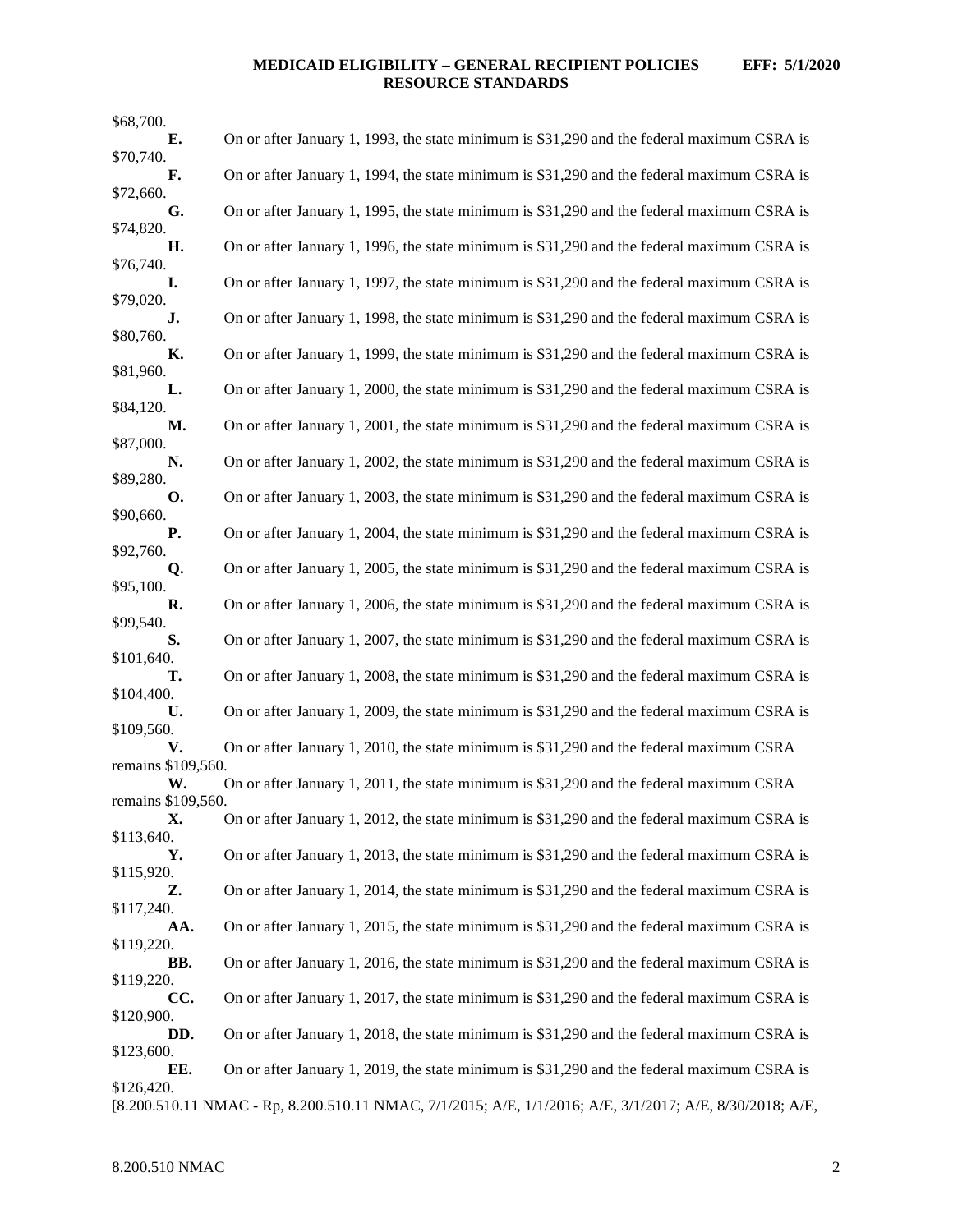$68,700.

**E.** On or after January 1, 1993, the state minimum is $31,290 and the federal maximum CSRA is $70,740.

**F.** On or after January 1, 1994, the state minimum is $31,290 and the federal maximum CSRA is $72,660.

**G.** On or after January 1, 1995, the state minimum is $31,290 and the federal maximum CSRA is $74,820.

**H.** On or after January 1, 1996, the state minimum is $31,290 and the federal maximum CSRA is $76,740.

**I.** On or after January 1, 1997, the state minimum is $31,290 and the federal maximum CSRA is $79,020.

**J.** On or after January 1, 1998, the state minimum is $31,290 and the federal maximum CSRA is $80,760.

**K.** On or after January 1, 1999, the state minimum is $31,290 and the federal maximum CSRA is $81,960.

**L.** On or after January 1, 2000, the state minimum is $31,290 and the federal maximum CSRA is $84,120.

**M.** On or after January 1, 2001, the state minimum is $31,290 and the federal maximum CSRA is $87,000.

**N.** On or after January 1, 2002, the state minimum is $31,290 and the federal maximum CSRA is $89,280.

**O.** On or after January 1, 2003, the state minimum is $31,290 and the federal maximum CSRA is $90,660.

**P.** On or after January 1, 2004, the state minimum is $31,290 and the federal maximum CSRA is $92,760.

**Q.** On or after January 1, 2005, the state minimum is $31,290 and the federal maximum CSRA is $95,100.

**R.** On or after January 1, 2006, the state minimum is $31,290 and the federal maximum CSRA is $99,540.

**S.** On or after January 1, 2007, the state minimum is $31,290 and the federal maximum CSRA is $101,640.

**T.** On or after January 1, 2008, the state minimum is $31,290 and the federal maximum CSRA is $104,400.

**U.** On or after January 1, 2009, the state minimum is $31,290 and the federal maximum CSRA is $109,560.

**V.** On or after January 1, 2010, the state minimum is $31,290 and the federal maximum CSRA remains $109,560.

**W.** On or after January 1, 2011, the state minimum is $31,290 and the federal maximum CSRA remains $109,560.

**X.** On or after January 1, 2012, the state minimum is $31,290 and the federal maximum CSRA is $113,640.

**Y.** On or after January 1, 2013, the state minimum is $31,290 and the federal maximum CSRA is $115,920.

**Z.** On or after January 1, 2014, the state minimum is $31,290 and the federal maximum CSRA is $117,240.

**AA.** On or after January 1, 2015, the state minimum is $31,290 and the federal maximum CSRA is $119,220.

**BB.** On or after January 1, 2016, the state minimum is $31,290 and the federal maximum CSRA is $119,220.

**CC.** On or after January 1, 2017, the state minimum is $31,290 and the federal maximum CSRA is $120,900.

**DD.** On or after January 1, 2018, the state minimum is $31,290 and the federal maximum CSRA is $123,600.

**EE.** On or after January 1, 2019, the state minimum is $31,290 and the federal maximum CSRA is $126,420.

[8.200.510.11 NMAC - Rp, 8.200.510.11 NMAC, 7/1/2015; A/E, 1/1/2016; A/E, 3/1/2017; A/E, 8/30/2018; A/E,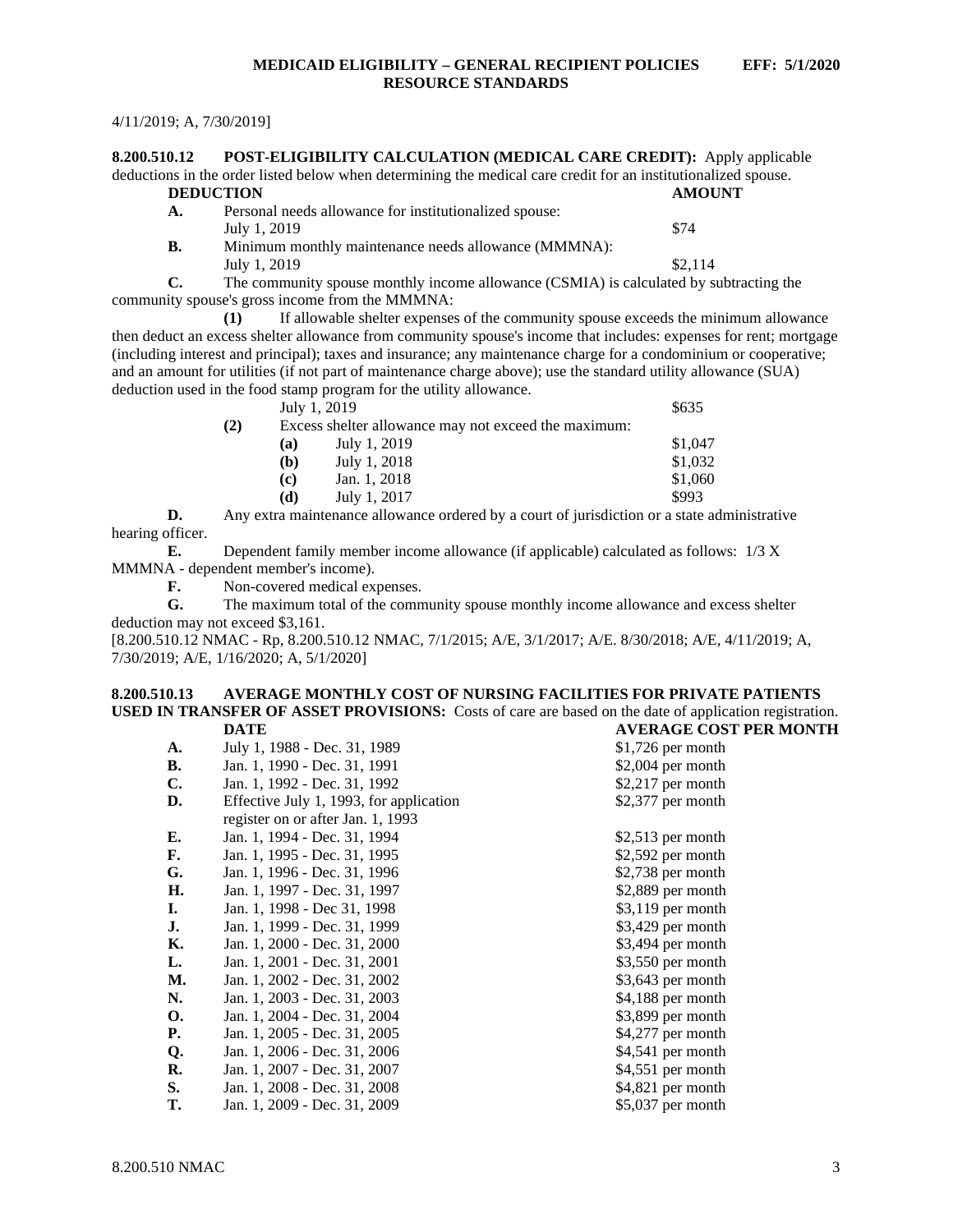4/11/2019; A, 7/30/2019]

**8.200.510.12 POST-ELIGIBILITY CALCULATION (MEDICAL CARE CREDIT):** Apply applicable deductions in the order listed below when determining the medical care credit for an institutionalized spouse.

| | DEDUCTION | AMOUNT |
|---|---|---|
| **A.** | Personal needs allowance for institutionalized spouse: | |
| | July 1, 2019 | $74 |
| **B.** | Minimum monthly maintenance needs allowance (MMMNA): | |
| | July 1, 2019 | $2,114 |

**C.** The community spouse monthly income allowance (CSMIA) is calculated by subtracting the community spouse's gross income from the MMMNA:

**(1)** If allowable shelter expenses of the community spouse exceeds the minimum allowance then deduct an excess shelter allowance from community spouse's income that includes: expenses for rent; mortgage (including interest and principal); taxes and insurance; any maintenance charge for a condominium or cooperative; and an amount for utilities (if not part of maintenance charge above); use the standard utility allowance (SUA) deduction used in the food stamp program for the utility allowance.

| | | |
|---|---|---|
| | July 1, 2019 | $635 |

**(2)** Excess shelter allowance may not exceed the maximum:

| | | |
|---|---|---|
| **(a)** | July 1, 2019 | $1,047 |
| **(b)** | July 1, 2018 | $1,032 |
| **(c)** | Jan. 1, 2018 | $1,060 |
| **(d)** | July 1, 2017 | $993 |

**D.** Any extra maintenance allowance ordered by a court of jurisdiction or a state administrative hearing officer.

**E.** Dependent family member income allowance (if applicable) calculated as follows: 1/3 X MMMNA - dependent member's income).

**F.** Non-covered medical expenses.

**G.** The maximum total of the community spouse monthly income allowance and excess shelter deduction may not exceed $3,161.

[8.200.510.12 NMAC - Rp, 8.200.510.12 NMAC, 7/1/2015; A/E, 3/1/2017; A/E. 8/30/2018; A/E, 4/11/2019; A, 7/30/2019; A/E, 1/16/2020; A, 5/1/2020]

**8.200.510.13 AVERAGE MONTHLY COST OF NURSING FACILITIES FOR PRIVATE PATIENTS USED IN TRANSFER OF ASSET PROVISIONS:** Costs of care are based on the date of application registration.

| | DATE | AVERAGE COST PER MONTH |
|---|---|---|
| **A.** | July 1, 1988 - Dec. 31, 1989 | $1,726 per month |
| **B.** | Jan. 1, 1990 - Dec. 31, 1991 | $2,004 per month |
| **C.** | Jan. 1, 1992 - Dec. 31, 1992 | $2,217 per month |
| **D.** | Effective July 1, 1993, for application register on or after Jan. 1, 1993 | $2,377 per month |
| **E.** | Jan. 1, 1994 - Dec. 31, 1994 | $2,513 per month |
| **F.** | Jan. 1, 1995 - Dec. 31, 1995 | $2,592 per month |
| **G.** | Jan. 1, 1996 - Dec. 31, 1996 | $2,738 per month |
| **H.** | Jan. 1, 1997 - Dec. 31, 1997 | $2,889 per month |
| **I.** | Jan. 1, 1998 - Dec 31, 1998 | $3,119 per month |
| **J.** | Jan. 1, 1999 - Dec. 31, 1999 | $3,429 per month |
| **K.** | Jan. 1, 2000 - Dec. 31, 2000 | $3,494 per month |
| **L.** | Jan. 1, 2001 - Dec. 31, 2001 | $3,550 per month |
| **M.** | Jan. 1, 2002 - Dec. 31, 2002 | $3,643 per month |
| **N.** | Jan. 1, 2003 - Dec. 31, 2003 | $4,188 per month |
| **O.** | Jan. 1, 2004 - Dec. 31, 2004 | $3,899 per month |
| **P.** | Jan. 1, 2005 - Dec. 31, 2005 | $4,277 per month |
| **Q.** | Jan. 1, 2006 - Dec. 31, 2006 | $4,541 per month |
| **R.** | Jan. 1, 2007 - Dec. 31, 2007 | $4,551 per month |
| **S.** | Jan. 1, 2008 - Dec. 31, 2008 | $4,821 per month |
| **T.** | Jan. 1, 2009 - Dec. 31, 2009 | $5,037 per month |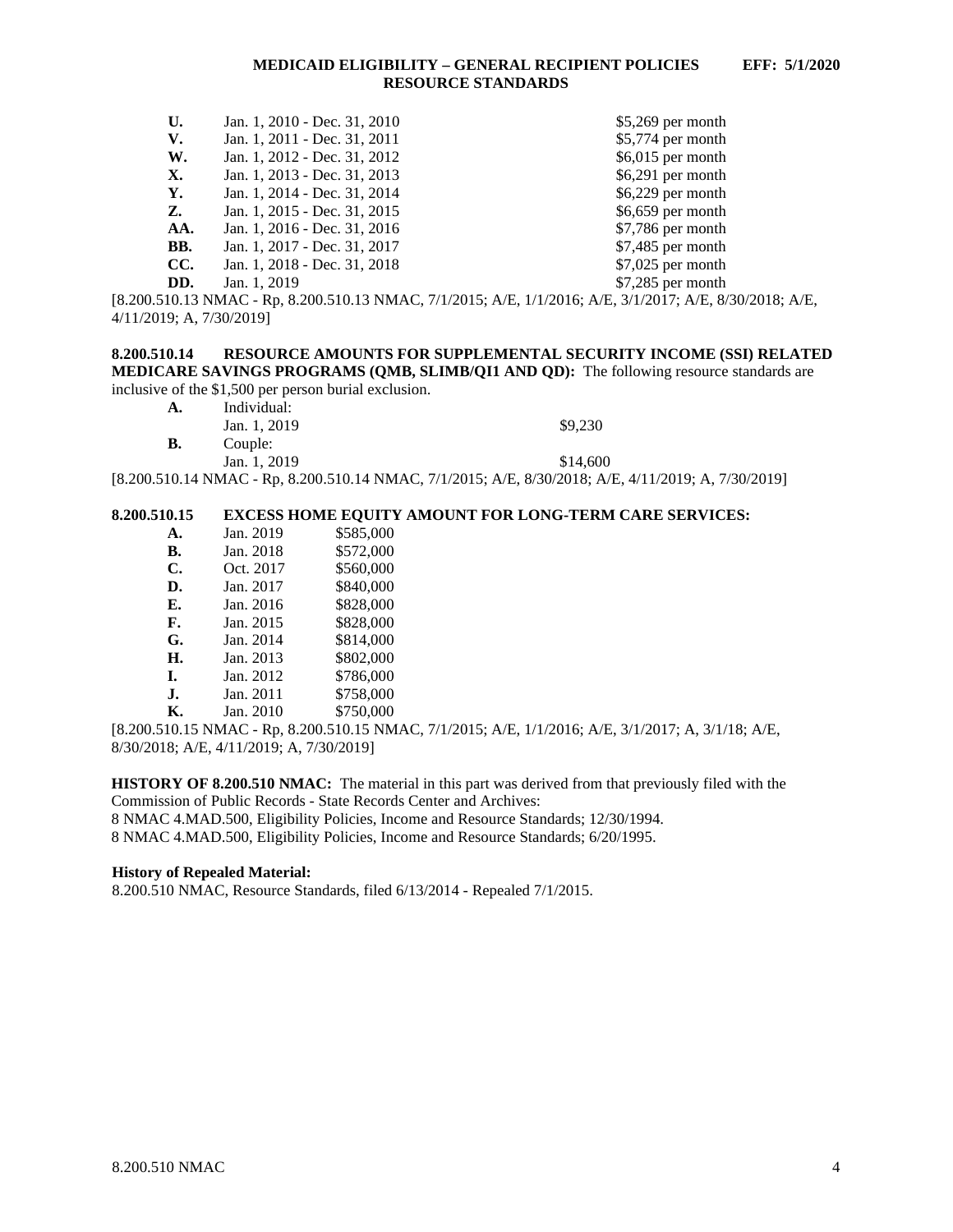| | | |
|---|---|---|
| **U.** | Jan. 1, 2010 - Dec. 31, 2010 | $5,269 per month |
| **V.** | Jan. 1, 2011 - Dec. 31, 2011 | $5,774 per month |
| **W.** | Jan. 1, 2012 - Dec. 31, 2012 | $6,015 per month |
| **X.** | Jan. 1, 2013 - Dec. 31, 2013 | $6,291 per month |
| **Y.** | Jan. 1, 2014 - Dec. 31, 2014 | $6,229 per month |
| **Z.** | Jan. 1, 2015 - Dec. 31, 2015 | $6,659 per month |
| **AA.** | Jan. 1, 2016 - Dec. 31, 2016 | $7,786 per month |
| **BB.** | Jan. 1, 2017 - Dec. 31, 2017 | $7,485 per month |
| **CC.** | Jan. 1, 2018 - Dec. 31, 2018 | $7,025 per month |
| **DD.** | Jan. 1, 2019 | $7,285 per month |

[8.200.510.13 NMAC - Rp, 8.200.510.13 NMAC, 7/1/2015; A/E, 1/1/2016; A/E, 3/1/2017; A/E, 8/30/2018; A/E, 4/11/2019; A, 7/30/2019]

**8.200.510.14 RESOURCE AMOUNTS FOR SUPPLEMENTAL SECURITY INCOME (SSI) RELATED MEDICARE SAVINGS PROGRAMS (QMB, SLIMB/QI1 AND QD):** The following resource standards are inclusive of the $1,500 per person burial exclusion.

**A.** Individual:
Jan. 1, 2019 $9,230

**B.** Couple:
Jan. 1, 2019 $14,600

[8.200.510.14 NMAC - Rp, 8.200.510.14 NMAC, 7/1/2015; A/E, 8/30/2018; A/E, 4/11/2019; A, 7/30/2019]

**8.200.510.15 EXCESS HOME EQUITY AMOUNT FOR LONG-TERM CARE SERVICES:**

| | | |
|---|---|---|
| **A.** | Jan. 2019 | $585,000 |
| **B.** | Jan. 2018 | $572,000 |
| **C.** | Oct. 2017 | $560,000 |
| **D.** | Jan. 2017 | $840,000 |
| **E.** | Jan. 2016 | $828,000 |
| **F.** | Jan. 2015 | $828,000 |
| **G.** | Jan. 2014 | $814,000 |
| **H.** | Jan. 2013 | $802,000 |
| **I.** | Jan. 2012 | $786,000 |
| **J.** | Jan. 2011 | $758,000 |
| **K.** | Jan. 2010 | $750,000 |

[8.200.510.15 NMAC - Rp, 8.200.510.15 NMAC, 7/1/2015; A/E, 1/1/2016; A/E, 3/1/2017; A, 3/1/18; A/E, 8/30/2018; A/E, 4/11/2019; A, 7/30/2019]

**HISTORY OF 8.200.510 NMAC:** The material in this part was derived from that previously filed with the Commission of Public Records - State Records Center and Archives:
8 NMAC 4.MAD.500, Eligibility Policies, Income and Resource Standards; 12/30/1994.
8 NMAC 4.MAD.500, Eligibility Policies, Income and Resource Standards; 6/20/1995.

**History of Repealed Material:**
8.200.510 NMAC, Resource Standards, filed 6/13/2014 - Repealed 7/1/2015.